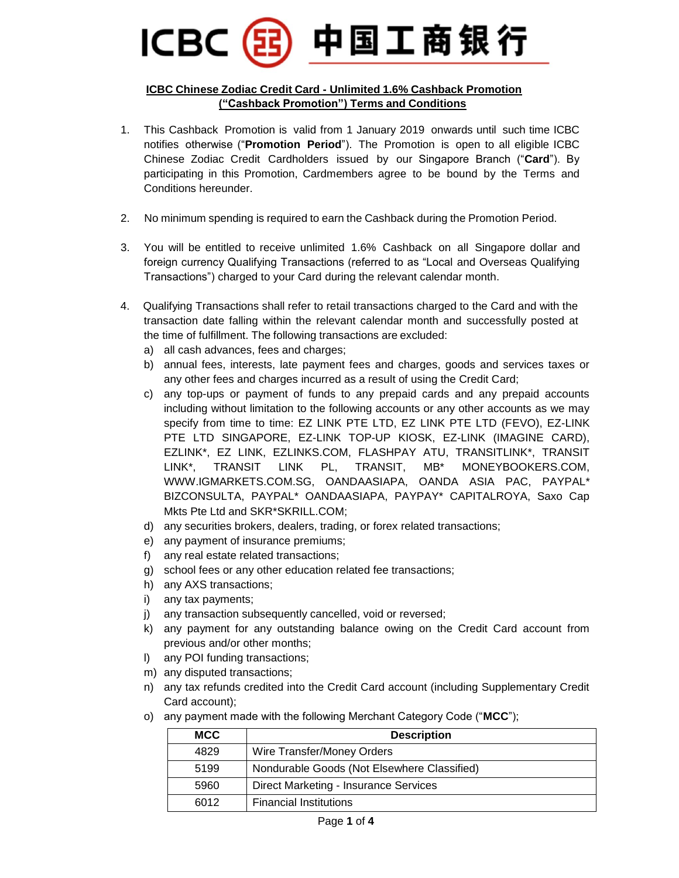ICBC 中国工商银行

**ICBC Chinese Zodiac Credit Card - Unlimited 1.6% Cashback Promotion ("Cashback Promotion") Terms and Conditions**

1. This Cashback Promotion is valid from 1 January 2019 onwards until such time ICBC notifies otherwise ("**Promotion Period**"). The Promotion is open to all eligible ICBC Chinese Zodiac Credit Cardholders issued by our Singapore Branch ("**Card**"). By participating in this Promotion, Cardmembers agree to be bound by the Terms and Conditions hereunder.

2. No minimum spending is required to earn the Cashback during the Promotion Period.

3. You will be entitled to receive unlimited 1.6% Cashback on all Singapore dollar and foreign currency Qualifying Transactions (referred to as "Local and Overseas Qualifying Transactions") charged to your Card during the relevant calendar month.

4. Qualifying Transactions shall refer to retail transactions charged to the Card and with the transaction date falling within the relevant calendar month and successfully posted at the time of fulfillment. The following transactions are excluded:
   a) all cash advances, fees and charges;
   b) annual fees, interests, late payment fees and charges, goods and services taxes or any other fees and charges incurred as a result of using the Credit Card;
   c) any top-ups or payment of funds to any prepaid cards and any prepaid accounts including without limitation to the following accounts or any other accounts as we may specify from time to time: EZ LINK PTE LTD, EZ LINK PTE LTD (FEVO), EZ-LINK PTE LTD SINGAPORE, EZ-LINK TOP-UP KIOSK, EZ-LINK (IMAGINE CARD), EZLINK*, EZ LINK, EZLINKS.COM, FLASHPAY ATU, TRANSITLINK*, TRANSIT LINK*, TRANSIT LINK PL, TRANSIT, MB* MONEYBOOKERS.COM, WWW.IGMARKETS.COM.SG, OANDAASIAPA, OANDA ASIA PAC, PAYPAL* BIZCONSULTA, PAYPAL* OANDAASIAPA, PAYPAY* CAPITALROYA, Saxo Cap Mkts Pte Ltd and SKR*SKRILL.COM;
   d) any securities brokers, dealers, trading, or forex related transactions;
   e) any payment of insurance premiums;
   f) any real estate related transactions;
   g) school fees or any other education related fee transactions;
   h) any AXS transactions;
   i) any tax payments;
   j) any transaction subsequently cancelled, void or reversed;
   k) any payment for any outstanding balance owing on the Credit Card account from previous and/or other months;
   l) any POI funding transactions;
   m) any disputed transactions;
   n) any tax refunds credited into the Credit Card account (including Supplementary Credit Card account);
   o) any payment made with the following Merchant Category Code ("**MCC**");

| MCC | Description |
|---|---|
| 4829 | Wire Transfer/Money Orders |
| 5199 | Nondurable Goods (Not Elsewhere Classified) |
| 5960 | Direct Marketing - Insurance Services |
| 6012 | Financial Institutions |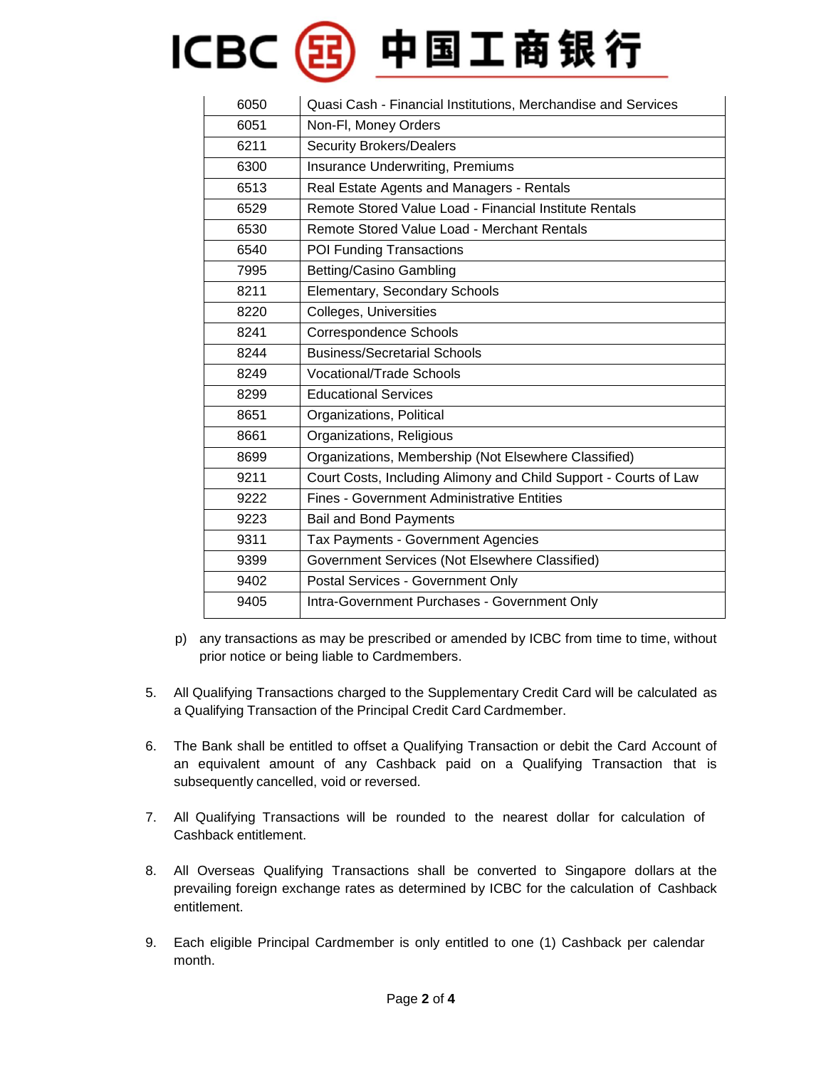| | |
|---|---|
| 6050 | Quasi Cash - Financial Institutions, Merchandise and Services |
| 6051 | Non-FI, Money Orders |
| 6211 | Security Brokers/Dealers |
| 6300 | Insurance Underwriting, Premiums |
| 6513 | Real Estate Agents and Managers - Rentals |
| 6529 | Remote Stored Value Load - Financial Institute Rentals |
| 6530 | Remote Stored Value Load - Merchant Rentals |
| 6540 | POI Funding Transactions |
| 7995 | Betting/Casino Gambling |
| 8211 | Elementary, Secondary Schools |
| 8220 | Colleges, Universities |
| 8241 | Correspondence Schools |
| 8244 | Business/Secretarial Schools |
| 8249 | Vocational/Trade Schools |
| 8299 | Educational Services |
| 8651 | Organizations, Political |
| 8661 | Organizations, Religious |
| 8699 | Organizations, Membership (Not Elsewhere Classified) |
| 9211 | Court Costs, Including Alimony and Child Support - Courts of Law |
| 9222 | Fines - Government Administrative Entities |
| 9223 | Bail and Bond Payments |
| 9311 | Tax Payments - Government Agencies |
| 9399 | Government Services (Not Elsewhere Classified) |
| 9402 | Postal Services - Government Only |
| 9405 | Intra-Government Purchases - Government Only |

p) any transactions as may be prescribed or amended by ICBC from time to time, without prior notice or being liable to Cardmembers.

5. All Qualifying Transactions charged to the Supplementary Credit Card will be calculated as a Qualifying Transaction of the Principal Credit Card Cardmember.

6. The Bank shall be entitled to offset a Qualifying Transaction or debit the Card Account of an equivalent amount of any Cashback paid on a Qualifying Transaction that is subsequently cancelled, void or reversed.

7. All Qualifying Transactions will be rounded to the nearest dollar for calculation of Cashback entitlement.

8. All Overseas Qualifying Transactions shall be converted to Singapore dollars at the prevailing foreign exchange rates as determined by ICBC for the calculation of Cashback entitlement.

9. Each eligible Principal Cardmember is only entitled to one (1) Cashback per calendar month.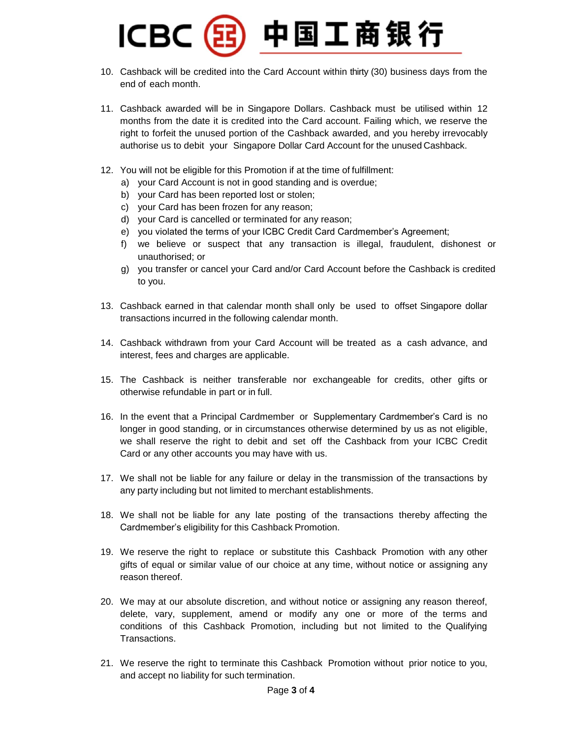10. Cashback will be credited into the Card Account within thirty (30) business days from the end of each month.

11. Cashback awarded will be in Singapore Dollars. Cashback must be utilised within 12 months from the date it is credited into the Card account. Failing which, we reserve the right to forfeit the unused portion of the Cashback awarded, and you hereby irrevocably authorise us to debit your Singapore Dollar Card Account for the unused Cashback.

12. You will not be eligible for this Promotion if at the time of fulfillment:
    a) your Card Account is not in good standing and is overdue;
    b) your Card has been reported lost or stolen;
    c) your Card has been frozen for any reason;
    d) your Card is cancelled or terminated for any reason;
    e) you violated the terms of your ICBC Credit Card Cardmember's Agreement;
    f) we believe or suspect that any transaction is illegal, fraudulent, dishonest or unauthorised; or
    g) you transfer or cancel your Card and/or Card Account before the Cashback is credited to you.

13. Cashback earned in that calendar month shall only be used to offset Singapore dollar transactions incurred in the following calendar month.

14. Cashback withdrawn from your Card Account will be treated as a cash advance, and interest, fees and charges are applicable.

15. The Cashback is neither transferable nor exchangeable for credits, other gifts or otherwise refundable in part or in full.

16. In the event that a Principal Cardmember or Supplementary Cardmember's Card is no longer in good standing, or in circumstances otherwise determined by us as not eligible, we shall reserve the right to debit and set off the Cashback from your ICBC Credit Card or any other accounts you may have with us.

17. We shall not be liable for any failure or delay in the transmission of the transactions by any party including but not limited to merchant establishments.

18. We shall not be liable for any late posting of the transactions thereby affecting the Cardmember's eligibility for this Cashback Promotion.

19. We reserve the right to replace or substitute this Cashback Promotion with any other gifts of equal or similar value of our choice at any time, without notice or assigning any reason thereof.

20. We may at our absolute discretion, and without notice or assigning any reason thereof, delete, vary, supplement, amend or modify any one or more of the terms and conditions of this Cashback Promotion, including but not limited to the Qualifying Transactions.

21. We reserve the right to terminate this Cashback Promotion without prior notice to you, and accept no liability for such termination.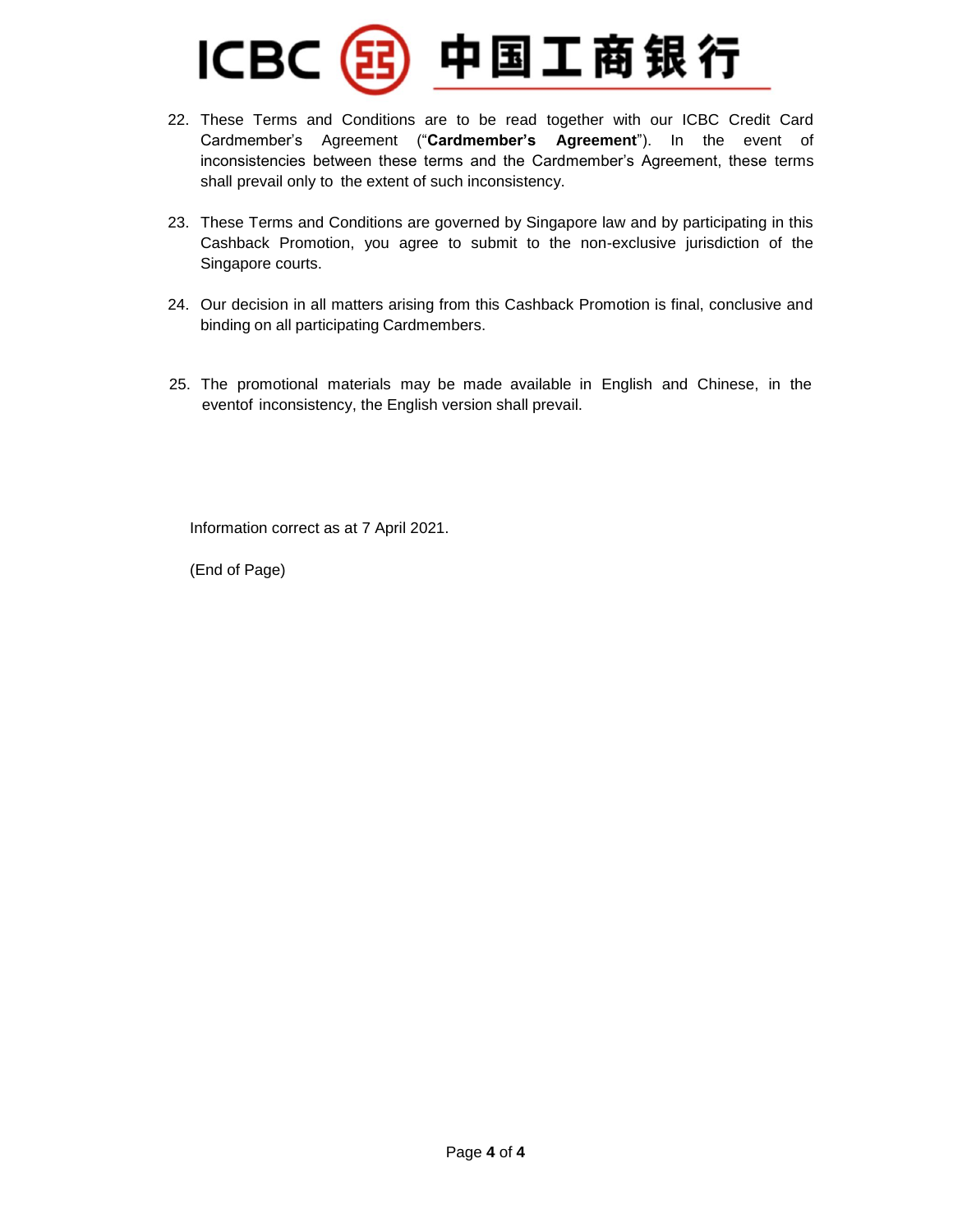22. These Terms and Conditions are to be read together with our ICBC Credit Card Cardmember's Agreement ("**Cardmember's Agreement**"). In the event of inconsistencies between these terms and the Cardmember's Agreement, these terms shall prevail only to the extent of such inconsistency.

23. These Terms and Conditions are governed by Singapore law and by participating in this Cashback Promotion, you agree to submit to the non-exclusive jurisdiction of the Singapore courts.

24. Our decision in all matters arising from this Cashback Promotion is final, conclusive and binding on all participating Cardmembers.

25. The promotional materials may be made available in English and Chinese, in the eventof inconsistency, the English version shall prevail.

Information correct as at 7 April 2021.

(End of Page)